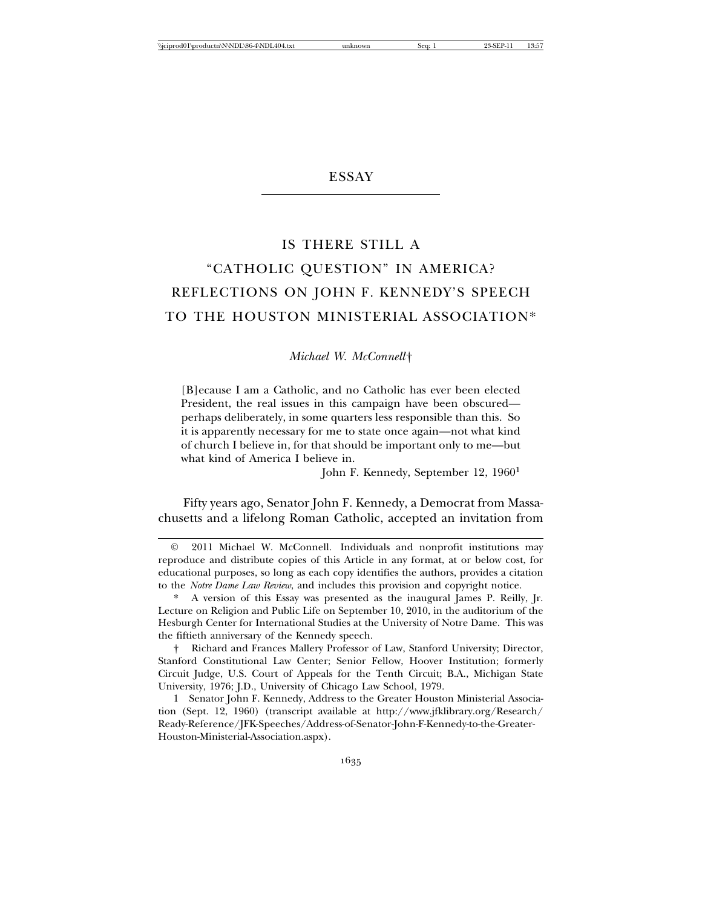ESSAY

# IS THERE STILL A "CATHOLIC QUESTION" IN AMERICA? REFLECTIONS ON JOHN F. KENNEDY'S SPEECH TO THE HOUSTON MINISTERIAL ASSOCIATION*

*Michael W. McConnell*†

> [B]ecause I am a Catholic, and no Catholic has ever been elected President, the real issues in this campaign have been obscured—perhaps deliberately, in some quarters less responsible than this. So it is apparently necessary for me to state once again—not what kind of church I believe in, for that should be important only to me—but what kind of America I believe in.
>
> John F. Kennedy, September 12, 1960[1]

Fifty years ago, Senator John F. Kennedy, a Democrat from Massachusetts and a lifelong Roman Catholic, accepted an invitation from

---

© 2011 Michael W. McConnell. Individuals and nonprofit institutions may reproduce and distribute copies of this Article in any format, at or below cost, for educational purposes, so long as each copy identifies the authors, provides a citation to the *Notre Dame Law Review*, and includes this provision and copyright notice.

\* A version of this Essay was presented as the inaugural James P. Reilly, Jr. Lecture on Religion and Public Life on September 10, 2010, in the auditorium of the Hesburgh Center for International Studies at the University of Notre Dame. This was the fiftieth anniversary of the Kennedy speech.

† Richard and Frances Mallery Professor of Law, Stanford University; Director, Stanford Constitutional Law Center; Senior Fellow, Hoover Institution; formerly Circuit Judge, U.S. Court of Appeals for the Tenth Circuit; B.A., Michigan State University, 1976; J.D., University of Chicago Law School, 1979.

1 Senator John F. Kennedy, Address to the Greater Houston Ministerial Association (Sept. 12, 1960) (transcript available at http://www.jfklibrary.org/Research/Ready-Reference/JFK-Speeches/Address-of-Senator-John-F-Kennedy-to-the-Greater-Houston-Ministerial-Association.aspx).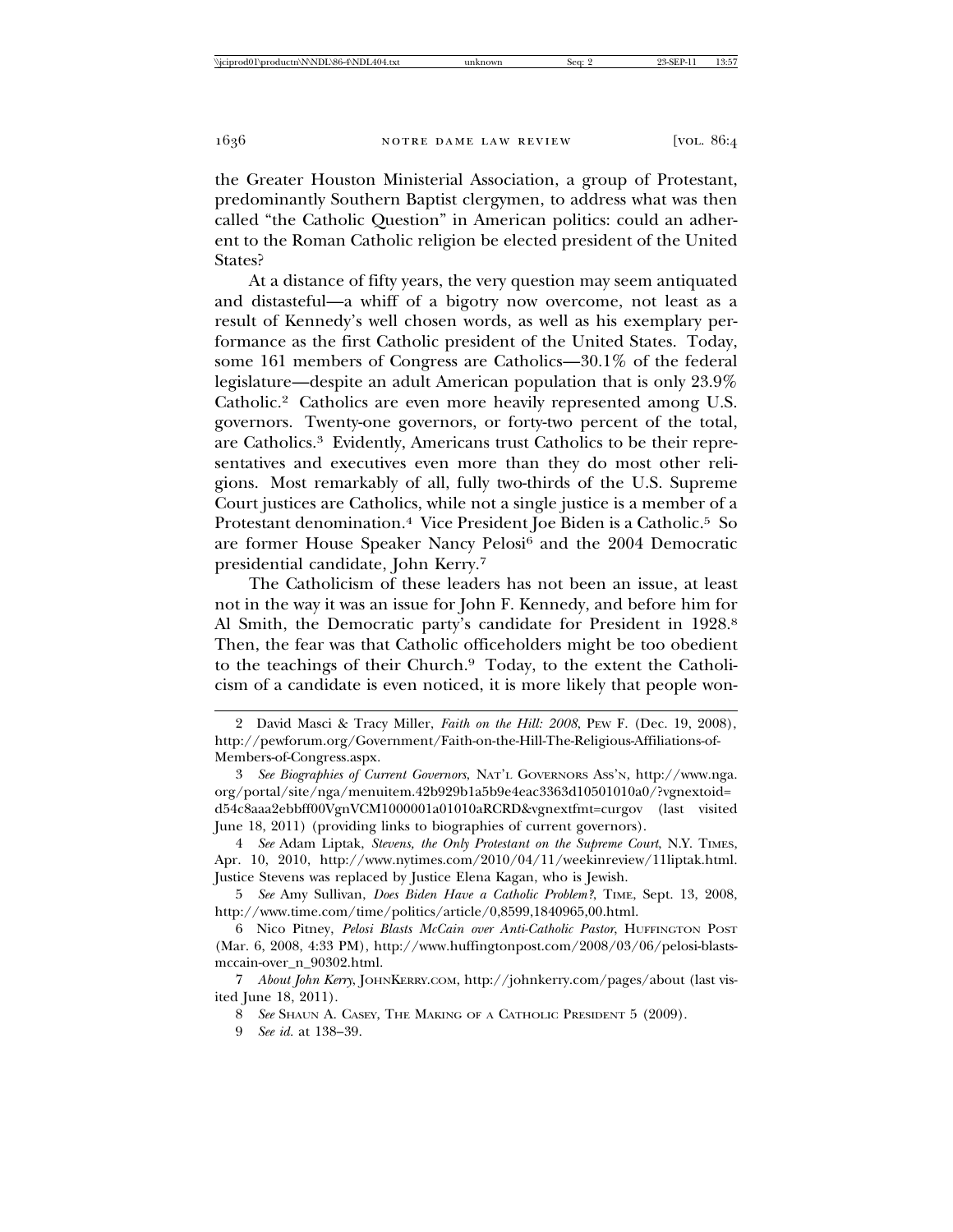the Greater Houston Ministerial Association, a group of Protestant, predominantly Southern Baptist clergymen, to address what was then called "the Catholic Question" in American politics: could an adherent to the Roman Catholic religion be elected president of the United States?

At a distance of fifty years, the very question may seem antiquated and distasteful—a whiff of a bigotry now overcome, not least as a result of Kennedy's well chosen words, as well as his exemplary performance as the first Catholic president of the United States. Today, some 161 members of Congress are Catholics—30.1% of the federal legislature—despite an adult American population that is only 23.9% Catholic.[2] Catholics are even more heavily represented among U.S. governors. Twenty-one governors, or forty-two percent of the total, are Catholics.[3] Evidently, Americans trust Catholics to be their representatives and executives even more than they do most other religions. Most remarkably of all, fully two-thirds of the U.S. Supreme Court justices are Catholics, while not a single justice is a member of a Protestant denomination.[4] Vice President Joe Biden is a Catholic.[5] So are former House Speaker Nancy Pelosi[6] and the 2004 Democratic presidential candidate, John Kerry.[7]

The Catholicism of these leaders has not been an issue, at least not in the way it was an issue for John F. Kennedy, and before him for Al Smith, the Democratic party's candidate for President in 1928.[8] Then, the fear was that Catholic officeholders might be too obedient to the teachings of their Church.[9] Today, to the extent the Catholicism of a candidate is even noticed, it is more likely that people won-

---

2 David Masci & Tracy Miller, *Faith on the Hill: 2008*, PEW F. (Dec. 19, 2008), http://pewforum.org/Government/Faith-on-the-Hill-The-Religious-Affiliations-of-Members-of-Congress.aspx.

3 *See Biographies of Current Governors*, NAT'L GOVERNORS ASS'N, http://www.nga.org/portal/site/nga/menuitem.42b929b1a5b9e4eac3363d10501010a0/?vgnextoid=d54c8aaa2ebbff00VgnVCM1000001a01010aRCRD&vgnextfmt=curgov (last visited June 18, 2011) (providing links to biographies of current governors).

4 *See* Adam Liptak, *Stevens, the Only Protestant on the Supreme Court*, N.Y. TIMES, Apr. 10, 2010, http://www.nytimes.com/2010/04/11/weekinreview/11liptak.html. Justice Stevens was replaced by Justice Elena Kagan, who is Jewish.

5 *See* Amy Sullivan, *Does Biden Have a Catholic Problem?*, TIME, Sept. 13, 2008, http://www.time.com/time/politics/article/0,8599,1840965,00.html.

6 Nico Pitney, *Pelosi Blasts McCain over Anti-Catholic Pastor*, HUFFINGTON POST (Mar. 6, 2008, 4:33 PM), http://www.huffingtonpost.com/2008/03/06/pelosi-blasts-mccain-over_n_90302.html.

7 *About John Kerry*, JOHNKERRY.COM, http://johnkerry.com/pages/about (last visited June 18, 2011).

8 *See* SHAUN A. CASEY, THE MAKING OF A CATHOLIC PRESIDENT 5 (2009).

9 *See id.* at 138–39.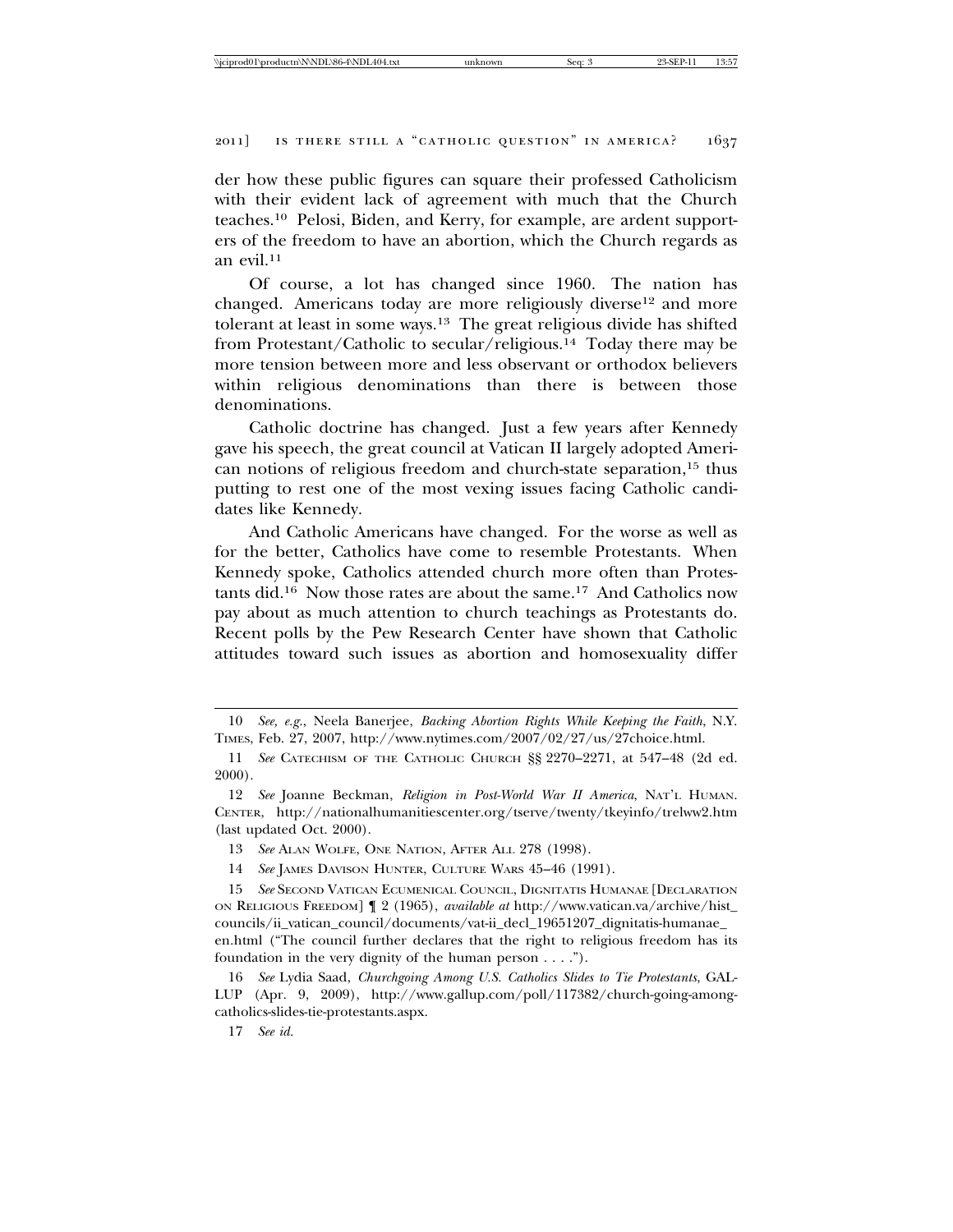der how these public figures can square their professed Catholicism with their evident lack of agreement with much that the Church teaches.[10] Pelosi, Biden, and Kerry, for example, are ardent supporters of the freedom to have an abortion, which the Church regards as an evil.[11]

Of course, a lot has changed since 1960. The nation has changed. Americans today are more religiously diverse[12] and more tolerant at least in some ways.[13] The great religious divide has shifted from Protestant/Catholic to secular/religious.[14] Today there may be more tension between more and less observant or orthodox believers within religious denominations than there is between those denominations.

Catholic doctrine has changed. Just a few years after Kennedy gave his speech, the great council at Vatican II largely adopted American notions of religious freedom and church-state separation,[15] thus putting to rest one of the most vexing issues facing Catholic candidates like Kennedy.

And Catholic Americans have changed. For the worse as well as for the better, Catholics have come to resemble Protestants. When Kennedy spoke, Catholics attended church more often than Protestants did.[16] Now those rates are about the same.[17] And Catholics now pay about as much attention to church teachings as Protestants do. Recent polls by the Pew Research Center have shown that Catholic attitudes toward such issues as abortion and homosexuality differ

---

10 *See, e.g.*, Neela Banerjee, *Backing Abortion Rights While Keeping the Faith*, N.Y. TIMES, Feb. 27, 2007, http://www.nytimes.com/2007/02/27/us/27choice.html.

11 *See* CATECHISM OF THE CATHOLIC CHURCH §§ 2270–2271, at 547–48 (2d ed. 2000).

12 *See* Joanne Beckman, *Religion in Post-World War II America*, NAT'L HUMAN. CENTER, http://nationalhumanitiescenter.org/tserve/twenty/tkeyinfo/trelww2.htm (last updated Oct. 2000).

13 *See* ALAN WOLFE, ONE NATION, AFTER ALL 278 (1998).

14 *See* JAMES DAVISON HUNTER, CULTURE WARS 45–46 (1991).

15 *See* SECOND VATICAN ECUMENICAL COUNCIL, DIGNITATIS HUMANAE [DECLARATION ON RELIGIOUS FREEDOM] ¶ 2 (1965), *available at* http://www.vatican.va/archive/hist_councils/ii_vatican_council/documents/vat-ii_decl_19651207_dignitatis-humanae_en.html ("The council further declares that the right to religious freedom has its foundation in the very dignity of the human person . . . .").

16 *See* Lydia Saad, *Churchgoing Among U.S. Catholics Slides to Tie Protestants*, GALLUP (Apr. 9, 2009), http://www.gallup.com/poll/117382/church-going-among-catholics-slides-tie-protestants.aspx.

17 *See id.*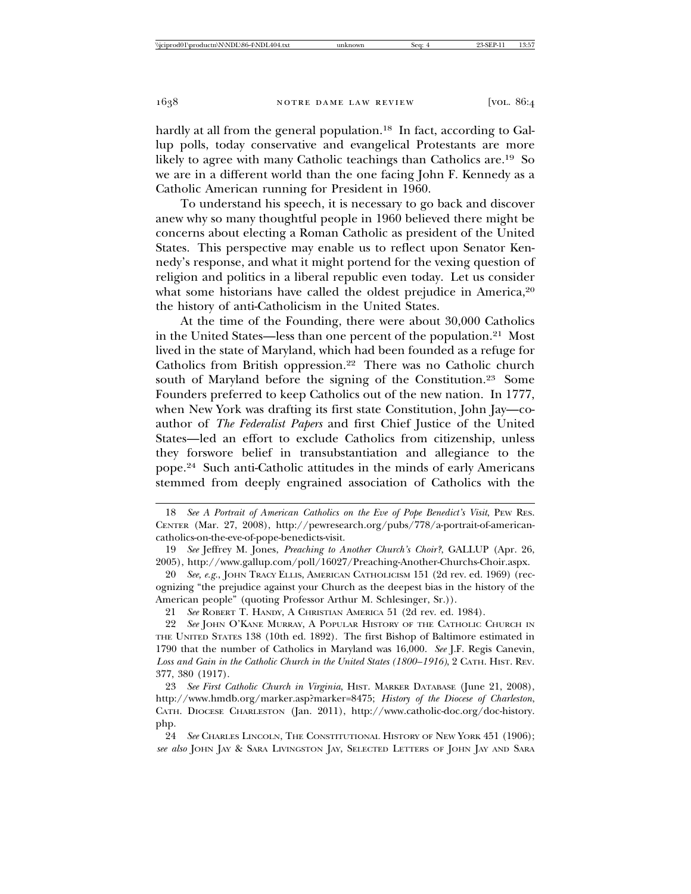hardly at all from the general population.[18] In fact, according to Gallup polls, today conservative and evangelical Protestants are more likely to agree with many Catholic teachings than Catholics are.[19] So we are in a different world than the one facing John F. Kennedy as a Catholic American running for President in 1960.

To understand his speech, it is necessary to go back and discover anew why so many thoughtful people in 1960 believed there might be concerns about electing a Roman Catholic as president of the United States. This perspective may enable us to reflect upon Senator Kennedy's response, and what it might portend for the vexing question of religion and politics in a liberal republic even today. Let us consider what some historians have called the oldest prejudice in America,[20] the history of anti-Catholicism in the United States.

At the time of the Founding, there were about 30,000 Catholics in the United States—less than one percent of the population.[21] Most lived in the state of Maryland, which had been founded as a refuge for Catholics from British oppression.[22] There was no Catholic church south of Maryland before the signing of the Constitution.[23] Some Founders preferred to keep Catholics out of the new nation. In 1777, when New York was drafting its first state Constitution, John Jay—co-author of *The Federalist Papers* and first Chief Justice of the United States—led an effort to exclude Catholics from citizenship, unless they forswore belief in transubstantiation and allegiance to the pope.[24] Such anti-Catholic attitudes in the minds of early Americans stemmed from deeply engrained association of Catholics with the

---

18 *See A Portrait of American Catholics on the Eve of Pope Benedict's Visit*, PEW RES. CENTER (Mar. 27, 2008), http://pewresearch.org/pubs/778/a-portrait-of-american-catholics-on-the-eve-of-pope-benedicts-visit.

19 *See* Jeffrey M. Jones, *Preaching to Another Church's Choir?*, GALLUP (Apr. 26, 2005), http://www.gallup.com/poll/16027/Preaching-Another-Churchs-Choir.aspx.

20 *See, e.g.*, JOHN TRACY ELLIS, AMERICAN CATHOLICISM 151 (2d rev. ed. 1969) (recognizing "the prejudice against your Church as the deepest bias in the history of the American people" (quoting Professor Arthur M. Schlesinger, Sr.)).

21 *See* ROBERT T. HANDY, A CHRISTIAN AMERICA 51 (2d rev. ed. 1984).

22 *See* JOHN O'KANE MURRAY, A POPULAR HISTORY OF THE CATHOLIC CHURCH IN THE UNITED STATES 138 (10th ed. 1892). The first Bishop of Baltimore estimated in 1790 that the number of Catholics in Maryland was 16,000. *See* J.F. Regis Canevin, *Loss and Gain in the Catholic Church in the United States (1800–1916)*, 2 CATH. HIST. REV. 377, 380 (1917).

23 *See First Catholic Church in Virginia*, HIST. MARKER DATABASE (June 21, 2008), http://www.hmdb.org/marker.asp?marker=8475; *History of the Diocese of Charleston*, CATH. DIOCESE CHARLESTON (Jan. 2011), http://www.catholic-doc.org/doc-history.php.

24 *See* CHARLES LINCOLN, THE CONSTITUTIONAL HISTORY OF NEW YORK 451 (1906); *see also* JOHN JAY & SARA LIVINGSTON JAY, SELECTED LETTERS OF JOHN JAY AND SARA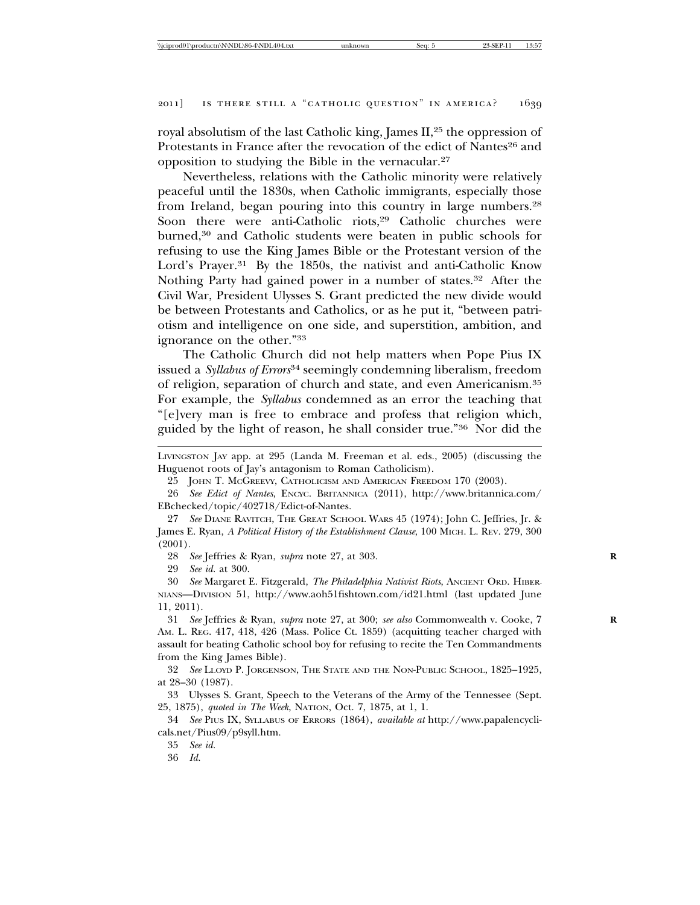royal absolutism of the last Catholic king, James II,[25] the oppression of Protestants in France after the revocation of the edict of Nantes[26] and opposition to studying the Bible in the vernacular.[27]

Nevertheless, relations with the Catholic minority were relatively peaceful until the 1830s, when Catholic immigrants, especially those from Ireland, began pouring into this country in large numbers.[28] Soon there were anti-Catholic riots,[29] Catholic churches were burned,[30] and Catholic students were beaten in public schools for refusing to use the King James Bible or the Protestant version of the Lord's Prayer.[31] By the 1850s, the nativist and anti-Catholic Know Nothing Party had gained power in a number of states.[32] After the Civil War, President Ulysses S. Grant predicted the new divide would be between Protestants and Catholics, or as he put it, "between patriotism and intelligence on one side, and superstition, ambition, and ignorance on the other."[33]

The Catholic Church did not help matters when Pope Pius IX issued a *Syllabus of Errors*[34] seemingly condemning liberalism, freedom of religion, separation of church and state, and even Americanism.[35] For example, the *Syllabus* condemned as an error the teaching that "[e]very man is free to embrace and profess that religion which, guided by the light of reason, he shall consider true."[36] Nor did the

---

LIVINGSTON JAY app. at 295 (Landa M. Freeman et al. eds., 2005) (discussing the Huguenot roots of Jay's antagonism to Roman Catholicism).

25 JOHN T. MCGREEVY, CATHOLICISM AND AMERICAN FREEDOM 170 (2003).

26 *See Edict of Nantes*, ENCYC. BRITANNICA (2011), http://www.britannica.com/EBchecked/topic/402718/Edict-of-Nantes.

27 *See* DIANE RAVITCH, THE GREAT SCHOOL WARS 45 (1974); John C. Jeffries, Jr. & James E. Ryan, *A Political History of the Establishment Clause*, 100 MICH. L. REV. 279, 300 (2001).

28 *See* Jeffries & Ryan, *supra* note 27, at 303.

29 *See id.* at 300.

30 *See* Margaret E. Fitzgerald, *The Philadelphia Nativist Riots*, ANCIENT ORD. HIBERNIANS—DIVISION 51, http://www.aoh51fishtown.com/id21.html (last updated June 11, 2011).

31 *See* Jeffries & Ryan, *supra* note 27, at 300; *see also* Commonwealth v. Cooke, 7 AM. L. REG. 417, 418, 426 (Mass. Police Ct. 1859) (acquitting teacher charged with assault for beating Catholic school boy for refusing to recite the Ten Commandments from the King James Bible).

32 *See* LLOYD P. JORGENSON, THE STATE AND THE NON-PUBLIC SCHOOL, 1825–1925, at 28–30 (1987).

33 Ulysses S. Grant, Speech to the Veterans of the Army of the Tennessee (Sept. 25, 1875), *quoted in The Week*, NATION, Oct. 7, 1875, at 1, 1.

34 *See* PIUS IX, SYLLABUS OF ERRORS (1864), *available at* http://www.papalencyclicals.net/Pius09/p9syll.htm.

35 *See id.*

36 *Id.*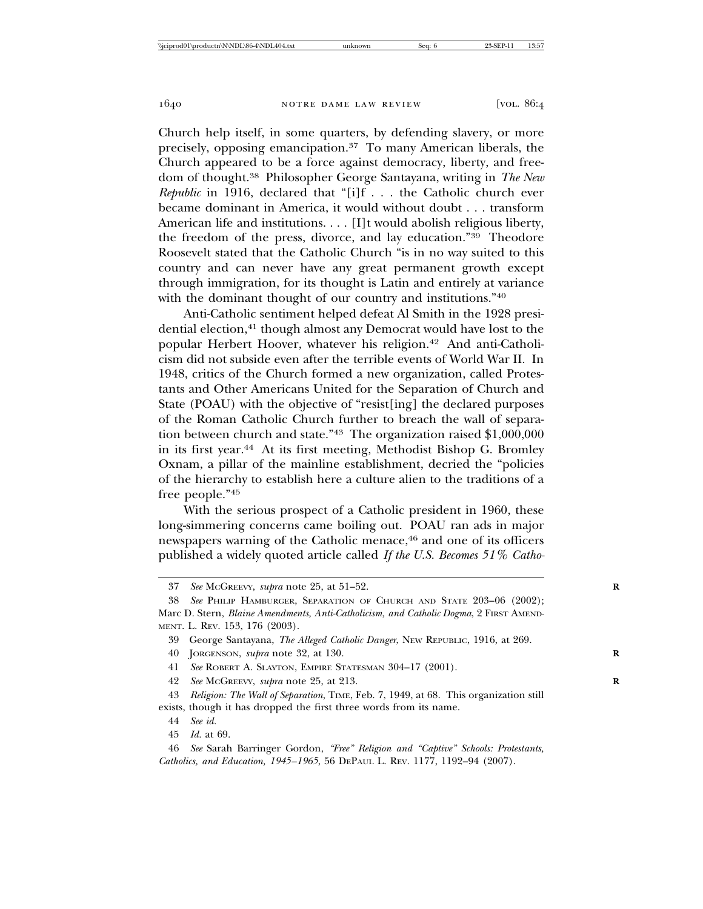Church help itself, in some quarters, by defending slavery, or more precisely, opposing emancipation.[37] To many American liberals, the Church appeared to be a force against democracy, liberty, and freedom of thought.[38] Philosopher George Santayana, writing in *The New Republic* in 1916, declared that "[i]f . . . the Catholic church ever became dominant in America, it would without doubt . . . transform American life and institutions. . . . [I]t would abolish religious liberty, the freedom of the press, divorce, and lay education."[39] Theodore Roosevelt stated that the Catholic Church "is in no way suited to this country and can never have any great permanent growth except through immigration, for its thought is Latin and entirely at variance with the dominant thought of our country and institutions."[40]

Anti-Catholic sentiment helped defeat Al Smith in the 1928 presidential election,[41] though almost any Democrat would have lost to the popular Herbert Hoover, whatever his religion.[42] And anti-Catholicism did not subside even after the terrible events of World War II. In 1948, critics of the Church formed a new organization, called Protestants and Other Americans United for the Separation of Church and State (POAU) with the objective of "resist[ing] the declared purposes of the Roman Catholic Church further to breach the wall of separation between church and state."[43] The organization raised $1,000,000 in its first year.[44] At its first meeting, Methodist Bishop G. Bromley Oxnam, a pillar of the mainline establishment, decried the "policies of the hierarchy to establish here a culture alien to the traditions of a free people."[45]

With the serious prospect of a Catholic president in 1960, these long-simmering concerns came boiling out. POAU ran ads in major newspapers warning of the Catholic menace,[46] and one of its officers published a widely quoted article called *If the U.S. Becomes 51% Catho-*

---

37 *See* McGreevy, *supra* note 25, at 51–52.

38 *See* Philip Hamburger, Separation of Church and State 203–06 (2002); Marc D. Stern, *Blaine Amendments, Anti-Catholicism, and Catholic Dogma*, 2 First Amendment. L. Rev. 153, 176 (2003).

39 George Santayana, *The Alleged Catholic Danger*, New Republic, 1916, at 269.

40 Jorgenson, *supra* note 32, at 130.

41 *See* Robert A. Slayton, Empire Statesman 304–17 (2001).

42 *See* McGreevy, *supra* note 25, at 213.

43 *Religion: The Wall of Separation*, Time, Feb. 7, 1949, at 68. This organization still exists, though it has dropped the first three words from its name.

44 *See id.*

45 *Id.* at 69.

46 *See* Sarah Barringer Gordon, *"Free" Religion and "Captive" Schools: Protestants, Catholics, and Education, 1945–1965*, 56 DePaul L. Rev. 1177, 1192–94 (2007).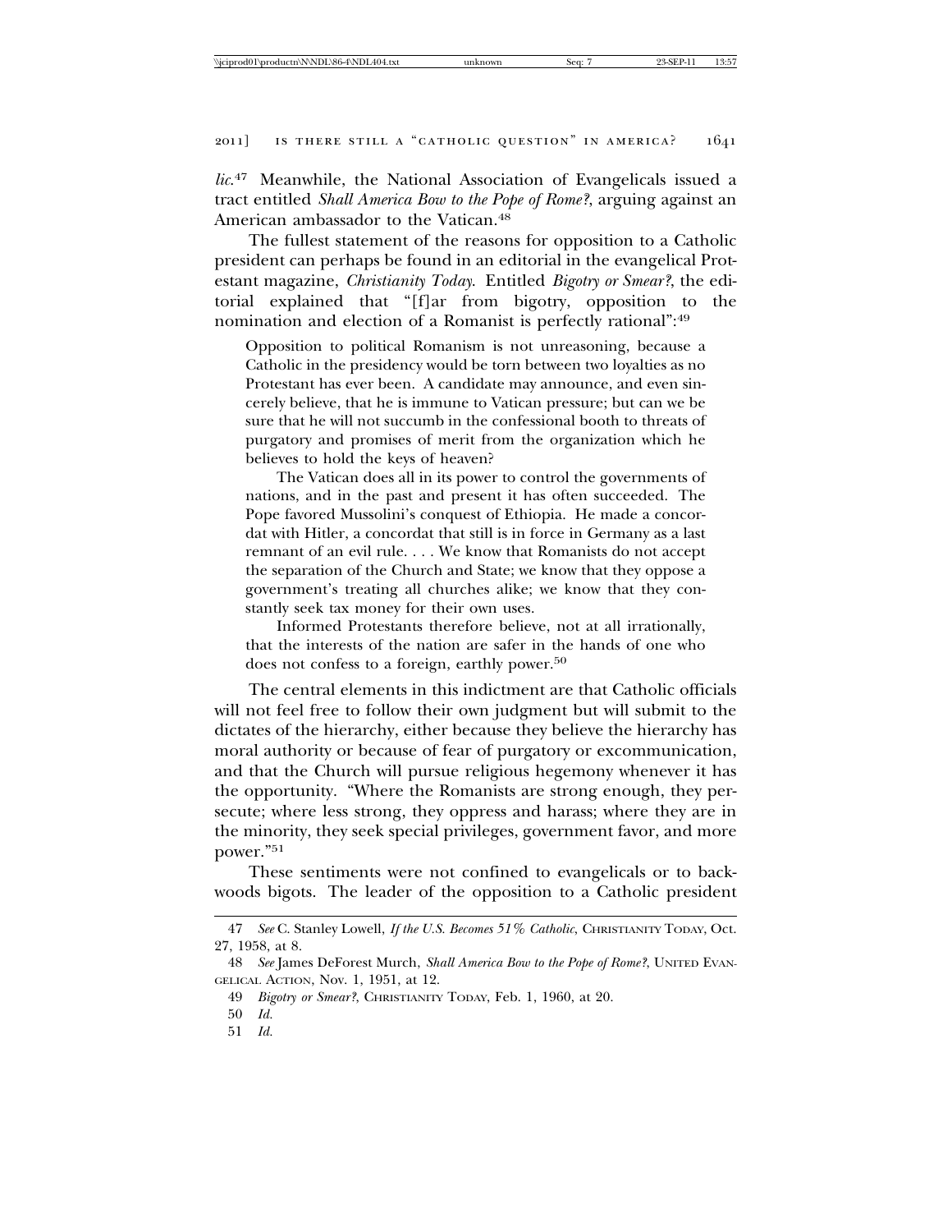*lic*.[47] Meanwhile, the National Association of Evangelicals issued a tract entitled *Shall America Bow to the Pope of Rome?*, arguing against an American ambassador to the Vatican.[48]

The fullest statement of the reasons for opposition to a Catholic president can perhaps be found in an editorial in the evangelical Protestant magazine, *Christianity Today*. Entitled *Bigotry or Smear?*, the editorial explained that "[f]ar from bigotry, opposition to the nomination and election of a Romanist is perfectly rational":[49]

> Opposition to political Romanism is not unreasoning, because a Catholic in the presidency would be torn between two loyalties as no Protestant has ever been. A candidate may announce, and even sincerely believe, that he is immune to Vatican pressure; but can we be sure that he will not succumb in the confessional booth to threats of purgatory and promises of merit from the organization which he believes to hold the keys of heaven?
>
> The Vatican does all in its power to control the governments of nations, and in the past and present it has often succeeded. The Pope favored Mussolini's conquest of Ethiopia. He made a concordat with Hitler, a concordat that still is in force in Germany as a last remnant of an evil rule. . . . We know that Romanists do not accept the separation of the Church and State; we know that they oppose a government's treating all churches alike; we know that they constantly seek tax money for their own uses.
>
> Informed Protestants therefore believe, not at all irrationally, that the interests of the nation are safer in the hands of one who does not confess to a foreign, earthly power.[50]

The central elements in this indictment are that Catholic officials will not feel free to follow their own judgment but will submit to the dictates of the hierarchy, either because they believe the hierarchy has moral authority or because of fear of purgatory or excommunication, and that the Church will pursue religious hegemony whenever it has the opportunity. "Where the Romanists are strong enough, they persecute; where less strong, they oppress and harass; where they are in the minority, they seek special privileges, government favor, and more power."[51]

These sentiments were not confined to evangelicals or to backwoods bigots. The leader of the opposition to a Catholic president

---

47 *See* C. Stanley Lowell, *If the U.S. Becomes 51% Catholic*, CHRISTIANITY TODAY, Oct. 27, 1958, at 8.

48 *See* James DeForest Murch, *Shall America Bow to the Pope of Rome?*, UNITED EVANGELICAL ACTION, Nov. 1, 1951, at 12.

49 *Bigotry or Smear?*, CHRISTIANITY TODAY, Feb. 1, 1960, at 20.

50 *Id.*

51 *Id.*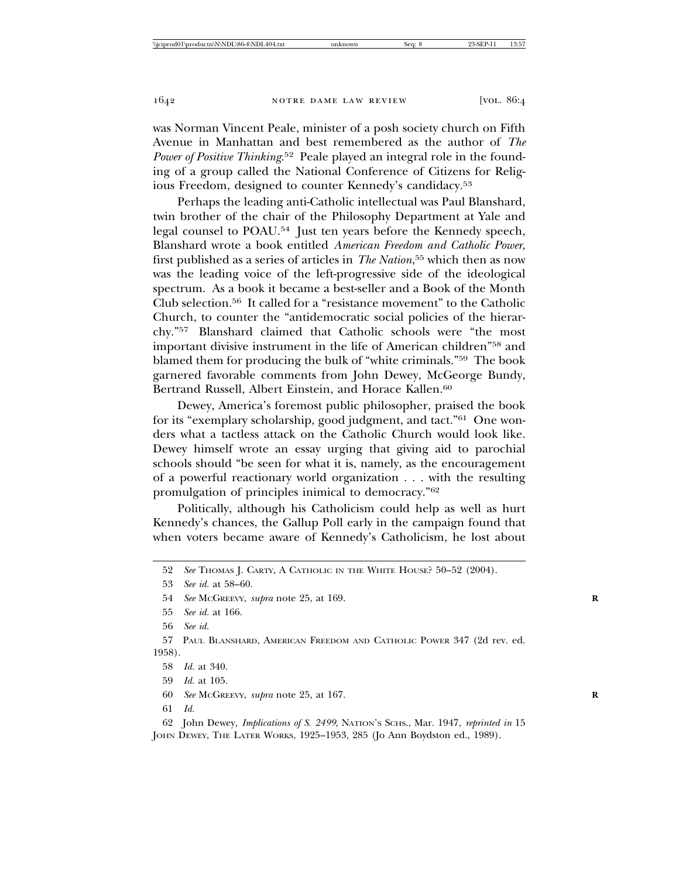was Norman Vincent Peale, minister of a posh society church on Fifth Avenue in Manhattan and best remembered as the author of *The Power of Positive Thinking*.[52] Peale played an integral role in the founding of a group called the National Conference of Citizens for Religious Freedom, designed to counter Kennedy's candidacy.[53]

Perhaps the leading anti-Catholic intellectual was Paul Blanshard, twin brother of the chair of the Philosophy Department at Yale and legal counsel to POAU.[54] Just ten years before the Kennedy speech, Blanshard wrote a book entitled *American Freedom and Catholic Power*, first published as a series of articles in *The Nation*,[55] which then as now was the leading voice of the left-progressive side of the ideological spectrum. As a book it became a best-seller and a Book of the Month Club selection.[56] It called for a "resistance movement" to the Catholic Church, to counter the "antidemocratic social policies of the hierarchy."[57] Blanshard claimed that Catholic schools were "the most important divisive instrument in the life of American children"[58] and blamed them for producing the bulk of "white criminals."[59] The book garnered favorable comments from John Dewey, McGeorge Bundy, Bertrand Russell, Albert Einstein, and Horace Kallen.[60]

Dewey, America's foremost public philosopher, praised the book for its "exemplary scholarship, good judgment, and tact."[61] One wonders what a tactless attack on the Catholic Church would look like. Dewey himself wrote an essay urging that giving aid to parochial schools should "be seen for what it is, namely, as the encouragement of a powerful reactionary world organization . . . with the resulting promulgation of principles inimical to democracy."[62]

Politically, although his Catholicism could help as well as hurt Kennedy's chances, the Gallup Poll early in the campaign found that when voters became aware of Kennedy's Catholicism, he lost about

---

52 *See* Thomas J. Carty, A Catholic in the White House? 50–52 (2004).

53 *See id.* at 58–60.

54 *See* McGreevy, *supra* note 25, at 169.

55 *See id.* at 166.

56 *See id.*

57 Paul Blanshard, American Freedom and Catholic Power 347 (2d rev. ed. 1958).

58 *Id.* at 340.

59 *Id.* at 105.

60 *See* McGreevy, *supra* note 25, at 167.

61 *Id.*

62 John Dewey, *Implications of S. 2499*, Nation's Schs., Mar. 1947, *reprinted in* 15 John Dewey, The Later Works, 1925–1953, 285 (Jo Ann Boydston ed., 1989).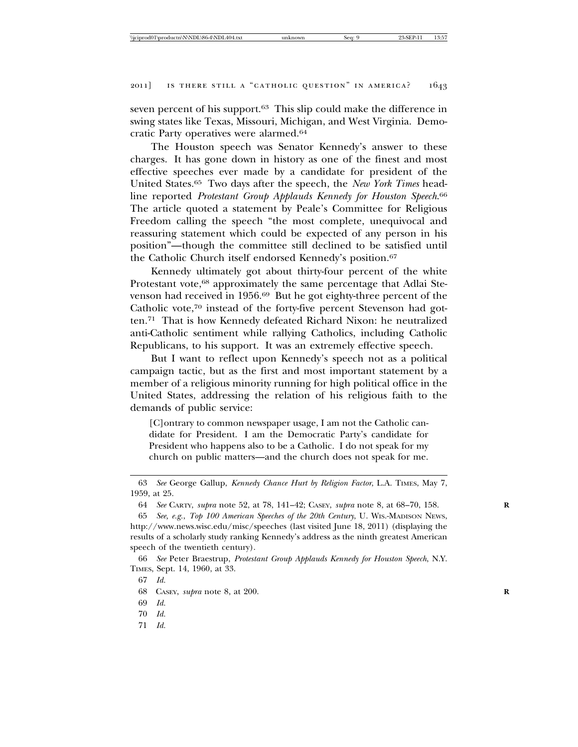seven percent of his support.[63] This slip could make the difference in swing states like Texas, Missouri, Michigan, and West Virginia. Democratic Party operatives were alarmed.[64]

The Houston speech was Senator Kennedy's answer to these charges. It has gone down in history as one of the finest and most effective speeches ever made by a candidate for president of the United States.[65] Two days after the speech, the *New York Times* headline reported *Protestant Group Applauds Kennedy for Houston Speech*.[66] The article quoted a statement by Peale's Committee for Religious Freedom calling the speech "the most complete, unequivocal and reassuring statement which could be expected of any person in his position"—though the committee still declined to be satisfied until the Catholic Church itself endorsed Kennedy's position.[67]

Kennedy ultimately got about thirty-four percent of the white Protestant vote,[68] approximately the same percentage that Adlai Stevenson had received in 1956.[69] But he got eighty-three percent of the Catholic vote,[70] instead of the forty-five percent Stevenson had gotten.[71] That is how Kennedy defeated Richard Nixon: he neutralized anti-Catholic sentiment while rallying Catholics, including Catholic Republicans, to his support. It was an extremely effective speech.

But I want to reflect upon Kennedy's speech not as a political campaign tactic, but as the first and most important statement by a member of a religious minority running for high political office in the United States, addressing the relation of his religious faith to the demands of public service:

> [C]ontrary to common newspaper usage, I am not the Catholic candidate for President. I am the Democratic Party's candidate for President who happens also to be a Catholic. I do not speak for my church on public matters—and the church does not speak for me.

---

63 *See* George Gallup, *Kennedy Chance Hurt by Religion Factor*, L.A. TIMES, May 7, 1959, at 25.

64 *See* CARTY, *supra* note 52, at 78, 141–42; CASEY, *supra* note 8, at 68–70, 158.

65 *See, e.g.*, *Top 100 American Speeches of the 20th Century*, U. WIS.-MADISON NEWS, http://www.news.wisc.edu/misc/speeches (last visited June 18, 2011) (displaying the results of a scholarly study ranking Kennedy's address as the ninth greatest American speech of the twentieth century).

66 *See* Peter Braestrup, *Protestant Group Applauds Kennedy for Houston Speech*, N.Y. TIMES, Sept. 14, 1960, at 33.

67 *Id.*

68 CASEY, *supra* note 8, at 200.

69 *Id.*

70 *Id.*

71 *Id.*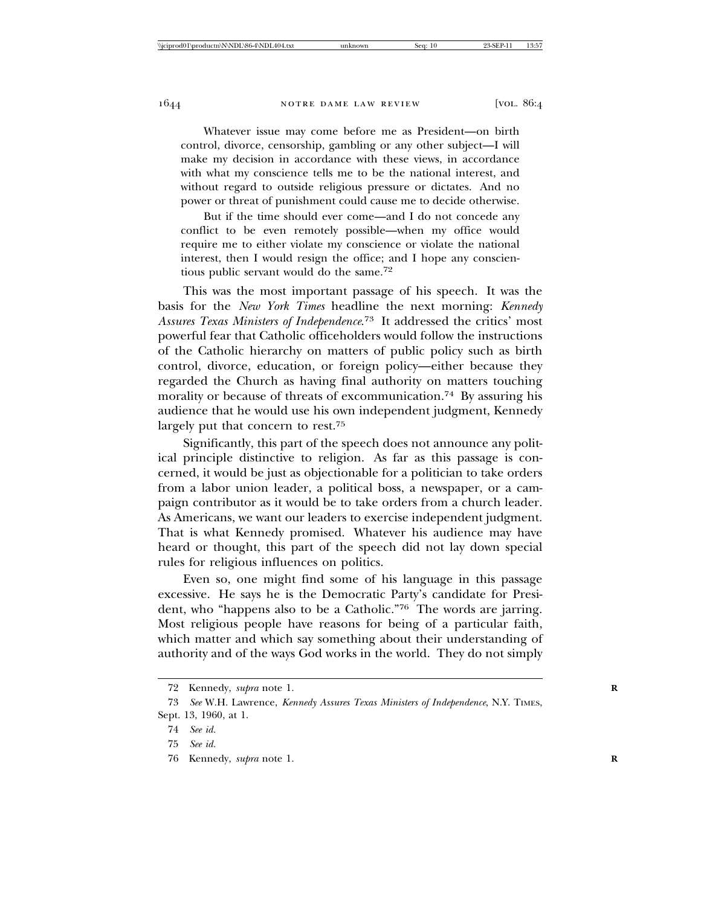> Whatever issue may come before me as President—on birth control, divorce, censorship, gambling or any other subject—I will make my decision in accordance with these views, in accordance with what my conscience tells me to be the national interest, and without regard to outside religious pressure or dictates. And no power or threat of punishment could cause me to decide otherwise.
>
> But if the time should ever come—and I do not concede any conflict to be even remotely possible—when my office would require me to either violate my conscience or violate the national interest, then I would resign the office; and I hope any conscientious public servant would do the same.[72]

This was the most important passage of his speech. It was the basis for the *New York Times* headline the next morning: *Kennedy Assures Texas Ministers of Independence*.[73] It addressed the critics' most powerful fear that Catholic officeholders would follow the instructions of the Catholic hierarchy on matters of public policy such as birth control, divorce, education, or foreign policy—either because they regarded the Church as having final authority on matters touching morality or because of threats of excommunication.[74] By assuring his audience that he would use his own independent judgment, Kennedy largely put that concern to rest.[75]

Significantly, this part of the speech does not announce any political principle distinctive to religion. As far as this passage is concerned, it would be just as objectionable for a politician to take orders from a labor union leader, a political boss, a newspaper, or a campaign contributor as it would be to take orders from a church leader. As Americans, we want our leaders to exercise independent judgment. That is what Kennedy promised. Whatever his audience may have heard or thought, this part of the speech did not lay down special rules for religious influences on politics.

Even so, one might find some of his language in this passage excessive. He says he is the Democratic Party's candidate for President, who "happens also to be a Catholic."[76] The words are jarring. Most religious people have reasons for being of a particular faith, which matter and which say something about their understanding of authority and of the ways God works in the world. They do not simply

---

72 Kennedy, *supra* note 1.

73 *See* W.H. Lawrence, *Kennedy Assures Texas Ministers of Independence*, N.Y. TIMES, Sept. 13, 1960, at 1.

74 *See id.*

75 *See id.*

76 Kennedy, *supra* note 1.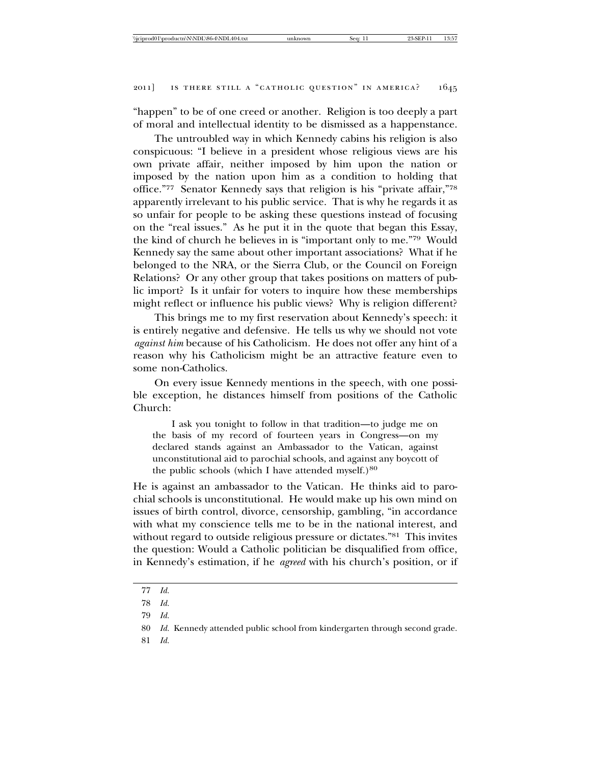"happen" to be of one creed or another. Religion is too deeply a part of moral and intellectual identity to be dismissed as a happenstance.

The untroubled way in which Kennedy cabins his religion is also conspicuous: "I believe in a president whose religious views are his own private affair, neither imposed by him upon the nation or imposed by the nation upon him as a condition to holding that office."[77] Senator Kennedy says that religion is his "private affair,"[78] apparently irrelevant to his public service. That is why he regards it as so unfair for people to be asking these questions instead of focusing on the "real issues." As he put it in the quote that began this Essay, the kind of church he believes in is "important only to me."[79] Would Kennedy say the same about other important associations? What if he belonged to the NRA, or the Sierra Club, or the Council on Foreign Relations? Or any other group that takes positions on matters of public import? Is it unfair for voters to inquire how these memberships might reflect or influence his public views? Why is religion different?

This brings me to my first reservation about Kennedy's speech: it is entirely negative and defensive. He tells us why we should not vote *against him* because of his Catholicism. He does not offer any hint of a reason why his Catholicism might be an attractive feature even to some non-Catholics.

On every issue Kennedy mentions in the speech, with one possible exception, he distances himself from positions of the Catholic Church:

> I ask you tonight to follow in that tradition—to judge me on the basis of my record of fourteen years in Congress—on my declared stands against an Ambassador to the Vatican, against unconstitutional aid to parochial schools, and against any boycott of the public schools (which I have attended myself.)[80]

He is against an ambassador to the Vatican. He thinks aid to parochial schools is unconstitutional. He would make up his own mind on issues of birth control, divorce, censorship, gambling, "in accordance with what my conscience tells me to be in the national interest, and without regard to outside religious pressure or dictates."[81] This invites the question: Would a Catholic politician be disqualified from office, in Kennedy's estimation, if he *agreed* with his church's position, or if

---

77 *Id.*

78 *Id.*

79 *Id.*

80 *Id.* Kennedy attended public school from kindergarten through second grade.

81 *Id.*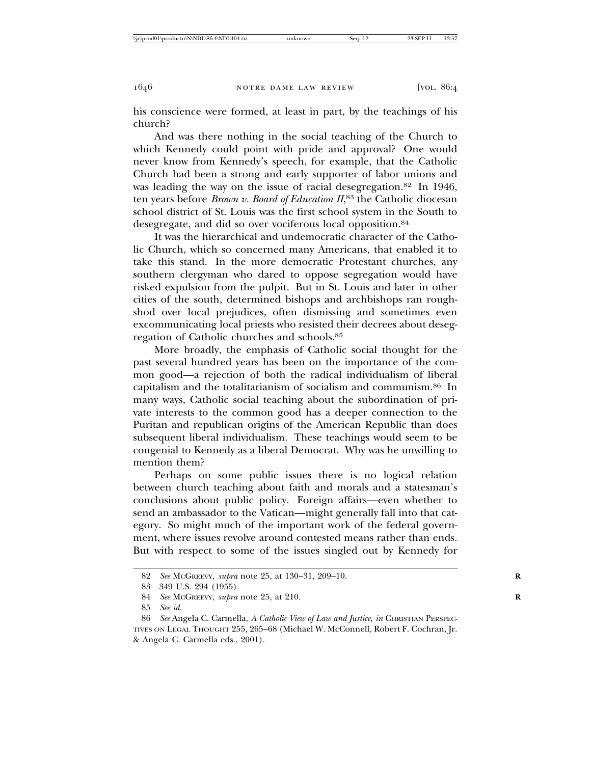his conscience were formed, at least in part, by the teachings of his church?

And was there nothing in the social teaching of the Church to which Kennedy could point with pride and approval? One would never know from Kennedy's speech, for example, that the Catholic Church had been a strong and early supporter of labor unions and was leading the way on the issue of racial desegregation.[82] In 1946, ten years before *Brown v. Board of Education II*,[83] the Catholic diocesan school district of St. Louis was the first school system in the South to desegregate, and did so over vociferous local opposition.[84]

It was the hierarchical and undemocratic character of the Catholic Church, which so concerned many Americans, that enabled it to take this stand. In the more democratic Protestant churches, any southern clergyman who dared to oppose segregation would have risked expulsion from the pulpit. But in St. Louis and later in other cities of the south, determined bishops and archbishops ran roughshod over local prejudices, often dismissing and sometimes even excommunicating local priests who resisted their decrees about desegregation of Catholic churches and schools.[85]

More broadly, the emphasis of Catholic social thought for the past several hundred years has been on the importance of the common good—a rejection of both the radical individualism of liberal capitalism and the totalitarianism of socialism and communism.[86] In many ways, Catholic social teaching about the subordination of private interests to the common good has a deeper connection to the Puritan and republican origins of the American Republic than does subsequent liberal individualism. These teachings would seem to be congenial to Kennedy as a liberal Democrat. Why was he unwilling to mention them?

Perhaps on some public issues there is no logical relation between church teaching about faith and morals and a statesman's conclusions about public policy. Foreign affairs—even whether to send an ambassador to the Vatican—might generally fall into that category. So might much of the important work of the federal government, where issues revolve around contested means rather than ends. But with respect to some of the issues singled out by Kennedy for

---

82 *See* McGreevy, *supra* note 25, at 130–31, 209–10.

83 349 U.S. 294 (1955).

84 *See* McGreevy, *supra* note 25, at 210.

85 *See id.*

86 *See* Angela C. Carmella, *A Catholic View of Law and Justice*, *in* Christian Perspectives on Legal Thought 255, 265–68 (Michael W. McConnell, Robert F. Cochran, Jr. & Angela C. Carmella eds., 2001).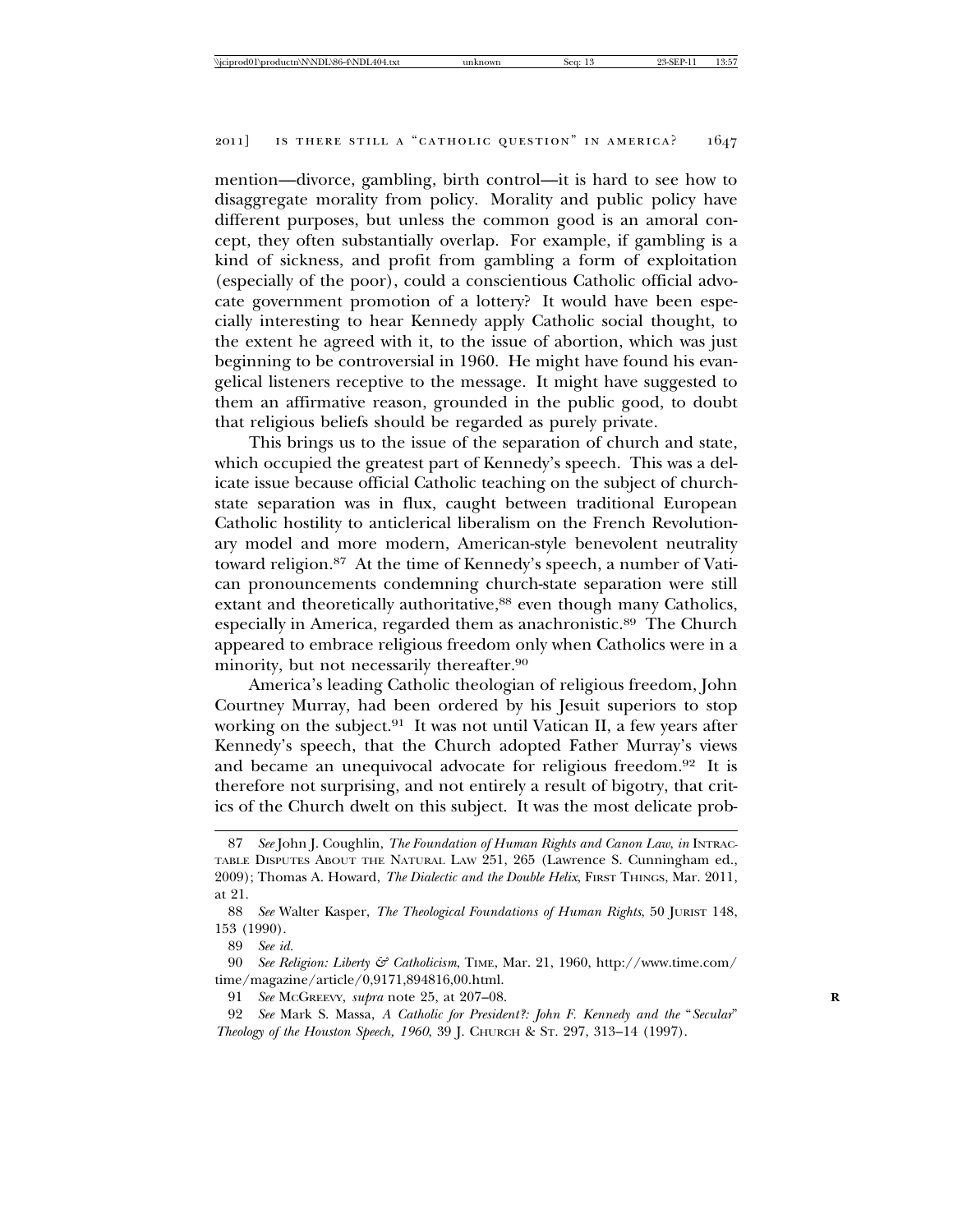mention—divorce, gambling, birth control—it is hard to see how to disaggregate morality from policy. Morality and public policy have different purposes, but unless the common good is an amoral concept, they often substantially overlap. For example, if gambling is a kind of sickness, and profit from gambling a form of exploitation (especially of the poor), could a conscientious Catholic official advocate government promotion of a lottery? It would have been especially interesting to hear Kennedy apply Catholic social thought, to the extent he agreed with it, to the issue of abortion, which was just beginning to be controversial in 1960. He might have found his evangelical listeners receptive to the message. It might have suggested to them an affirmative reason, grounded in the public good, to doubt that religious beliefs should be regarded as purely private.

This brings us to the issue of the separation of church and state, which occupied the greatest part of Kennedy's speech. This was a delicate issue because official Catholic teaching on the subject of church-state separation was in flux, caught between traditional European Catholic hostility to anticlerical liberalism on the French Revolutionary model and more modern, American-style benevolent neutrality toward religion.[87] At the time of Kennedy's speech, a number of Vatican pronouncements condemning church-state separation were still extant and theoretically authoritative,[88] even though many Catholics, especially in America, regarded them as anachronistic.[89] The Church appeared to embrace religious freedom only when Catholics were in a minority, but not necessarily thereafter.[90]

America's leading Catholic theologian of religious freedom, John Courtney Murray, had been ordered by his Jesuit superiors to stop working on the subject.[91] It was not until Vatican II, a few years after Kennedy's speech, that the Church adopted Father Murray's views and became an unequivocal advocate for religious freedom.[92] It is therefore not surprising, and not entirely a result of bigotry, that critics of the Church dwelt on this subject. It was the most delicate prob-

---

87 *See* John J. Coughlin, *The Foundation of Human Rights and Canon Law*, *in* INTRACTABLE DISPUTES ABOUT THE NATURAL LAW 251, 265 (Lawrence S. Cunningham ed., 2009); Thomas A. Howard, *The Dialectic and the Double Helix*, FIRST THINGS, Mar. 2011, at 21.

88 *See* Walter Kasper, *The Theological Foundations of Human Rights*, 50 JURIST 148, 153 (1990).

89 *See id.*

90 *See Religion: Liberty & Catholicism*, TIME, Mar. 21, 1960, http://www.time.com/time/magazine/article/0,9171,894816,00.html.

91 *See* MCGREEVY, *supra* note 25, at 207–08.

92 *See* Mark S. Massa, *A Catholic for President?: John F. Kennedy and the "Secular" Theology of the Houston Speech, 1960*, 39 J. CHURCH & ST. 297, 313–14 (1997).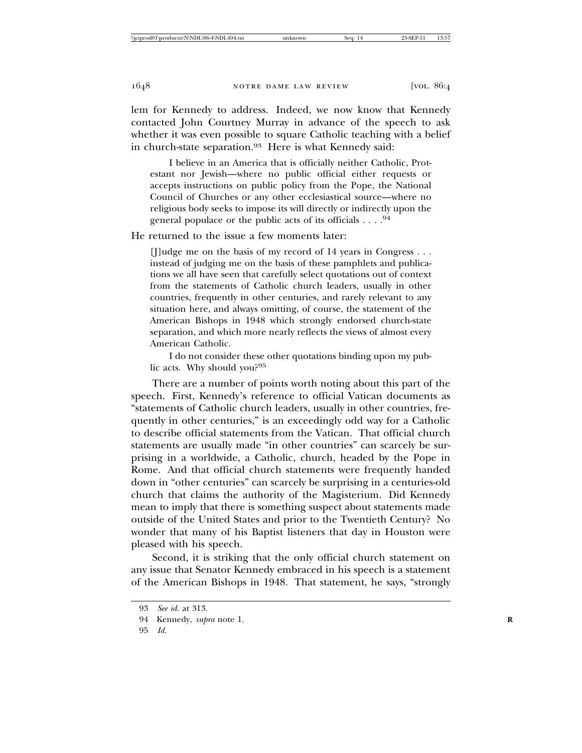lem for Kennedy to address. Indeed, we now know that Kennedy contacted John Courtney Murray in advance of the speech to ask whether it was even possible to square Catholic teaching with a belief in church-state separation.[93] Here is what Kennedy said:

> I believe in an America that is officially neither Catholic, Protestant nor Jewish—where no public official either requests or accepts instructions on public policy from the Pope, the National Council of Churches or any other ecclesiastical source—where no religious body seeks to impose its will directly or indirectly upon the general populace or the public acts of its officials . . . .[94]

He returned to the issue a few moments later:

> [J]udge me on the basis of my record of 14 years in Congress . . . instead of judging me on the basis of these pamphlets and publications we all have seen that carefully select quotations out of context from the statements of Catholic church leaders, usually in other countries, frequently in other centuries, and rarely relevant to any situation here, and always omitting, of course, the statement of the American Bishops in 1948 which strongly endorsed church-state separation, and which more nearly reflects the views of almost every American Catholic.
>
> I do not consider these other quotations binding upon my public acts. Why should you?[95]

There are a number of points worth noting about this part of the speech. First, Kennedy's reference to official Vatican documents as "statements of Catholic church leaders, usually in other countries, frequently in other centuries," is an exceedingly odd way for a Catholic to describe official statements from the Vatican. That official church statements are usually made "in other countries" can scarcely be surprising in a worldwide, a Catholic, church, headed by the Pope in Rome. And that official church statements were frequently handed down in "other centuries" can scarcely be surprising in a centuries-old church that claims the authority of the Magisterium. Did Kennedy mean to imply that there is something suspect about statements made outside of the United States and prior to the Twentieth Century? No wonder that many of his Baptist listeners that day in Houston were pleased with his speech.

Second, it is striking that the only official church statement on any issue that Senator Kennedy embraced in his speech is a statement of the American Bishops in 1948. That statement, he says, "strongly

---

93 *See id.* at 313.

94 Kennedy, *supra* note 1.

95 *Id.*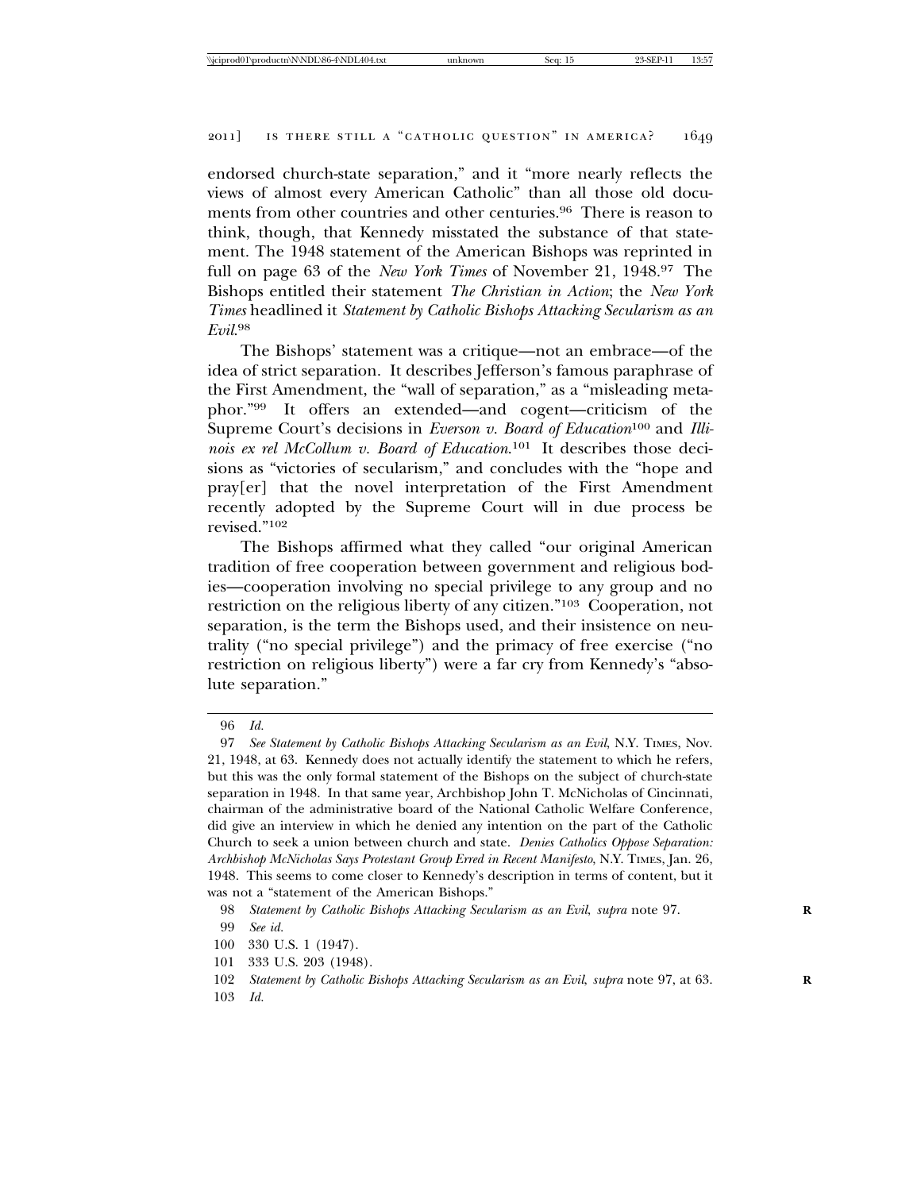endorsed church-state separation," and it "more nearly reflects the views of almost every American Catholic" than all those old documents from other countries and other centuries.[96] There is reason to think, though, that Kennedy misstated the substance of that statement. The 1948 statement of the American Bishops was reprinted in full on page 63 of the *New York Times* of November 21, 1948.[97] The Bishops entitled their statement *The Christian in Action*; the *New York Times* headlined it *Statement by Catholic Bishops Attacking Secularism as an Evil*.[98]

The Bishops' statement was a critique—not an embrace—of the idea of strict separation. It describes Jefferson's famous paraphrase of the First Amendment, the "wall of separation," as a "misleading metaphor."[99] It offers an extended—and cogent—criticism of the Supreme Court's decisions in *Everson v. Board of Education*[100] and *Illinois ex rel McCollum v. Board of Education*.[101] It describes those decisions as "victories of secularism," and concludes with the "hope and pray[er] that the novel interpretation of the First Amendment recently adopted by the Supreme Court will in due process be revised."[102]

The Bishops affirmed what they called "our original American tradition of free cooperation between government and religious bodies—cooperation involving no special privilege to any group and no restriction on the religious liberty of any citizen."[103] Cooperation, not separation, is the term the Bishops used, and their insistence on neutrality ("no special privilege") and the primacy of free exercise ("no restriction on religious liberty") were a far cry from Kennedy's "absolute separation."

---

96 *Id.*

97 *See Statement by Catholic Bishops Attacking Secularism as an Evil*, N.Y. TIMES, Nov. 21, 1948, at 63. Kennedy does not actually identify the statement to which he refers, but this was the only formal statement of the Bishops on the subject of church-state separation in 1948. In that same year, Archbishop John T. McNicholas of Cincinnati, chairman of the administrative board of the National Catholic Welfare Conference, did give an interview in which he denied any intention on the part of the Catholic Church to seek a union between church and state. *Denies Catholics Oppose Separation: Archbishop McNicholas Says Protestant Group Erred in Recent Manifesto*, N.Y. TIMES, Jan. 26, 1948. This seems to come closer to Kennedy's description in terms of content, but it was not a "statement of the American Bishops."

98 *Statement by Catholic Bishops Attacking Secularism as an Evil*, *supra* note 97.

99 *See id.*

100 330 U.S. 1 (1947).

101 333 U.S. 203 (1948).

102 *Statement by Catholic Bishops Attacking Secularism as an Evil*, *supra* note 97, at 63.

103 *Id.*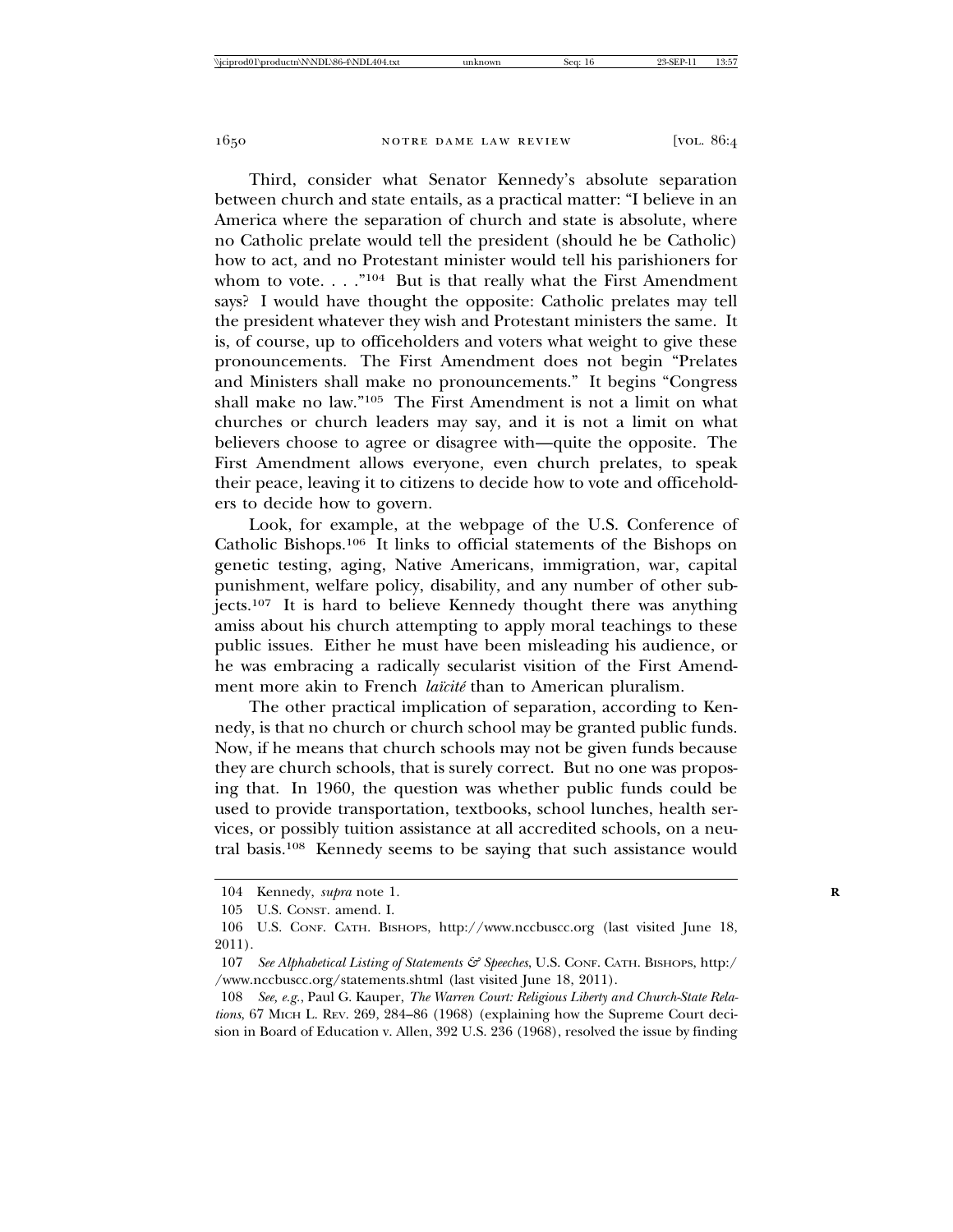Third, consider what Senator Kennedy's absolute separation between church and state entails, as a practical matter: "I believe in an America where the separation of church and state is absolute, where no Catholic prelate would tell the president (should he be Catholic) how to act, and no Protestant minister would tell his parishioners for whom to vote. . . ."[104] But is that really what the First Amendment says? I would have thought the opposite: Catholic prelates may tell the president whatever they wish and Protestant ministers the same. It is, of course, up to officeholders and voters what weight to give these pronouncements. The First Amendment does not begin "Prelates and Ministers shall make no pronouncements." It begins "Congress shall make no law."[105] The First Amendment is not a limit on what churches or church leaders may say, and it is not a limit on what believers choose to agree or disagree with—quite the opposite. The First Amendment allows everyone, even church prelates, to speak their peace, leaving it to citizens to decide how to vote and officeholders to decide how to govern.

Look, for example, at the webpage of the U.S. Conference of Catholic Bishops.[106] It links to official statements of the Bishops on genetic testing, aging, Native Americans, immigration, war, capital punishment, welfare policy, disability, and any number of other subjects.[107] It is hard to believe Kennedy thought there was anything amiss about his church attempting to apply moral teachings to these public issues. Either he must have been misleading his audience, or he was embracing a radically secularist visition of the First Amendment more akin to French *laïcité* than to American pluralism.

The other practical implication of separation, according to Kennedy, is that no church or church school may be granted public funds. Now, if he means that church schools may not be given funds because they are church schools, that is surely correct. But no one was proposing that. In 1960, the question was whether public funds could be used to provide transportation, textbooks, school lunches, health services, or possibly tuition assistance at all accredited schools, on a neutral basis.[108] Kennedy seems to be saying that such assistance would

---

104 Kennedy, *supra* note 1.

105 U.S. CONST. amend. I.

106 U.S. CONF. CATH. BISHOPS, http://www.nccbuscc.org (last visited June 18, 2011).

107 *See Alphabetical Listing of Statements & Speeches*, U.S. CONF. CATH. BISHOPS, http://www.nccbuscc.org/statements.shtml (last visited June 18, 2011).

108 *See, e.g.*, Paul G. Kauper, *The Warren Court: Religious Liberty and Church-State Relations*, 67 MICH L. REV. 269, 284–86 (1968) (explaining how the Supreme Court decision in Board of Education v. Allen, 392 U.S. 236 (1968), resolved the issue by finding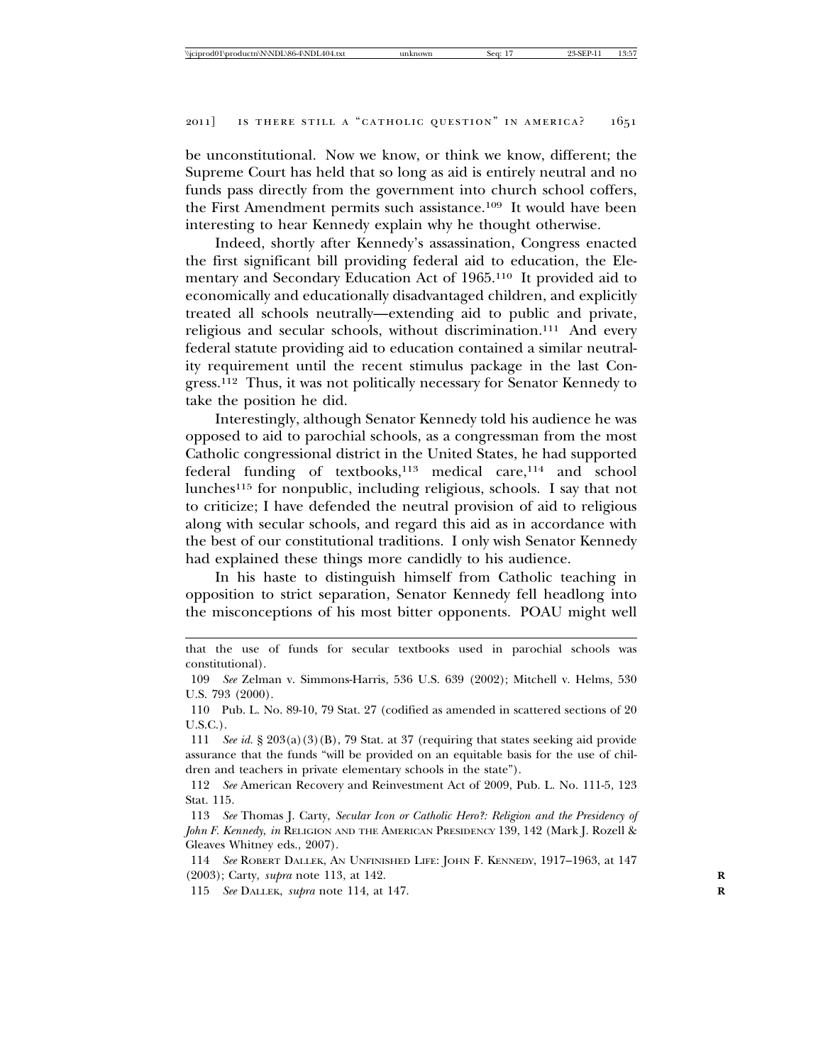be unconstitutional. Now we know, or think we know, different; the Supreme Court has held that so long as aid is entirely neutral and no funds pass directly from the government into church school coffers, the First Amendment permits such assistance.[109] It would have been interesting to hear Kennedy explain why he thought otherwise.

Indeed, shortly after Kennedy's assassination, Congress enacted the first significant bill providing federal aid to education, the Elementary and Secondary Education Act of 1965.[110] It provided aid to economically and educationally disadvantaged children, and explicitly treated all schools neutrally—extending aid to public and private, religious and secular schools, without discrimination.[111] And every federal statute providing aid to education contained a similar neutrality requirement until the recent stimulus package in the last Congress.[112] Thus, it was not politically necessary for Senator Kennedy to take the position he did.

Interestingly, although Senator Kennedy told his audience he was opposed to aid to parochial schools, as a congressman from the most Catholic congressional district in the United States, he had supported federal funding of textbooks,[113] medical care,[114] and school lunches[115] for nonpublic, including religious, schools. I say that not to criticize; I have defended the neutral provision of aid to religious along with secular schools, and regard this aid as in accordance with the best of our constitutional traditions. I only wish Senator Kennedy had explained these things more candidly to his audience.

In his haste to distinguish himself from Catholic teaching in opposition to strict separation, Senator Kennedy fell headlong into the misconceptions of his most bitter opponents. POAU might well

---

that the use of funds for secular textbooks used in parochial schools was constitutional).

109 *See* Zelman v. Simmons-Harris, 536 U.S. 639 (2002); Mitchell v. Helms, 530 U.S. 793 (2000).

110 Pub. L. No. 89-10, 79 Stat. 27 (codified as amended in scattered sections of 20 U.S.C.).

111 *See id.* § 203(a)(3)(B), 79 Stat. at 37 (requiring that states seeking aid provide assurance that the funds "will be provided on an equitable basis for the use of children and teachers in private elementary schools in the state").

112 *See* American Recovery and Reinvestment Act of 2009, Pub. L. No. 111-5, 123 Stat. 115.

113 *See* Thomas J. Carty, *Secular Icon or Catholic Hero?: Religion and the Presidency of John F. Kennedy*, *in* RELIGION AND THE AMERICAN PRESIDENCY 139, 142 (Mark J. Rozell & Gleaves Whitney eds., 2007).

114 *See* ROBERT DALLEK, AN UNFINISHED LIFE: JOHN F. KENNEDY, 1917–1963, at 147 (2003); Carty, *supra* note 113, at 142.

115 *See* DALLEK, *supra* note 114, at 147.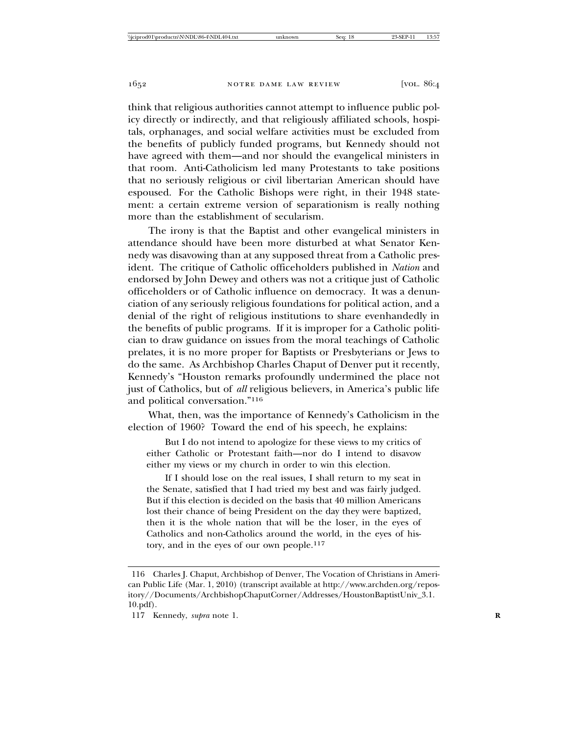think that religious authorities cannot attempt to influence public policy directly or indirectly, and that religiously affiliated schools, hospitals, orphanages, and social welfare activities must be excluded from the benefits of publicly funded programs, but Kennedy should not have agreed with them—and nor should the evangelical ministers in that room. Anti-Catholicism led many Protestants to take positions that no seriously religious or civil libertarian American should have espoused. For the Catholic Bishops were right, in their 1948 statement: a certain extreme version of separationism is really nothing more than the establishment of secularism.

The irony is that the Baptist and other evangelical ministers in attendance should have been more disturbed at what Senator Kennedy was disavowing than at any supposed threat from a Catholic president. The critique of Catholic officeholders published in *Nation* and endorsed by John Dewey and others was not a critique just of Catholic officeholders or of Catholic influence on democracy. It was a denunciation of any seriously religious foundations for political action, and a denial of the right of religious institutions to share evenhandedly in the benefits of public programs. If it is improper for a Catholic politician to draw guidance on issues from the moral teachings of Catholic prelates, it is no more proper for Baptists or Presbyterians or Jews to do the same. As Archbishop Charles Chaput of Denver put it recently, Kennedy's "Houston remarks profoundly undermined the place not just of Catholics, but of *all* religious believers, in America's public life and political conversation."[116]

What, then, was the importance of Kennedy's Catholicism in the election of 1960? Toward the end of his speech, he explains:

> But I do not intend to apologize for these views to my critics of either Catholic or Protestant faith—nor do I intend to disavow either my views or my church in order to win this election.
>
> If I should lose on the real issues, I shall return to my seat in the Senate, satisfied that I had tried my best and was fairly judged. But if this election is decided on the basis that 40 million Americans lost their chance of being President on the day they were baptized, then it is the whole nation that will be the loser, in the eyes of Catholics and non-Catholics around the world, in the eyes of history, and in the eyes of our own people.[117]

---

116 Charles J. Chaput, Archbishop of Denver, The Vocation of Christians in American Public Life (Mar. 1, 2010) (transcript available at http://www.archden.org/repository//Documents/ArchbishopChaputCorner/Addresses/HoustonBaptistUniv_3.1.10.pdf).

117 Kennedy, *supra* note 1.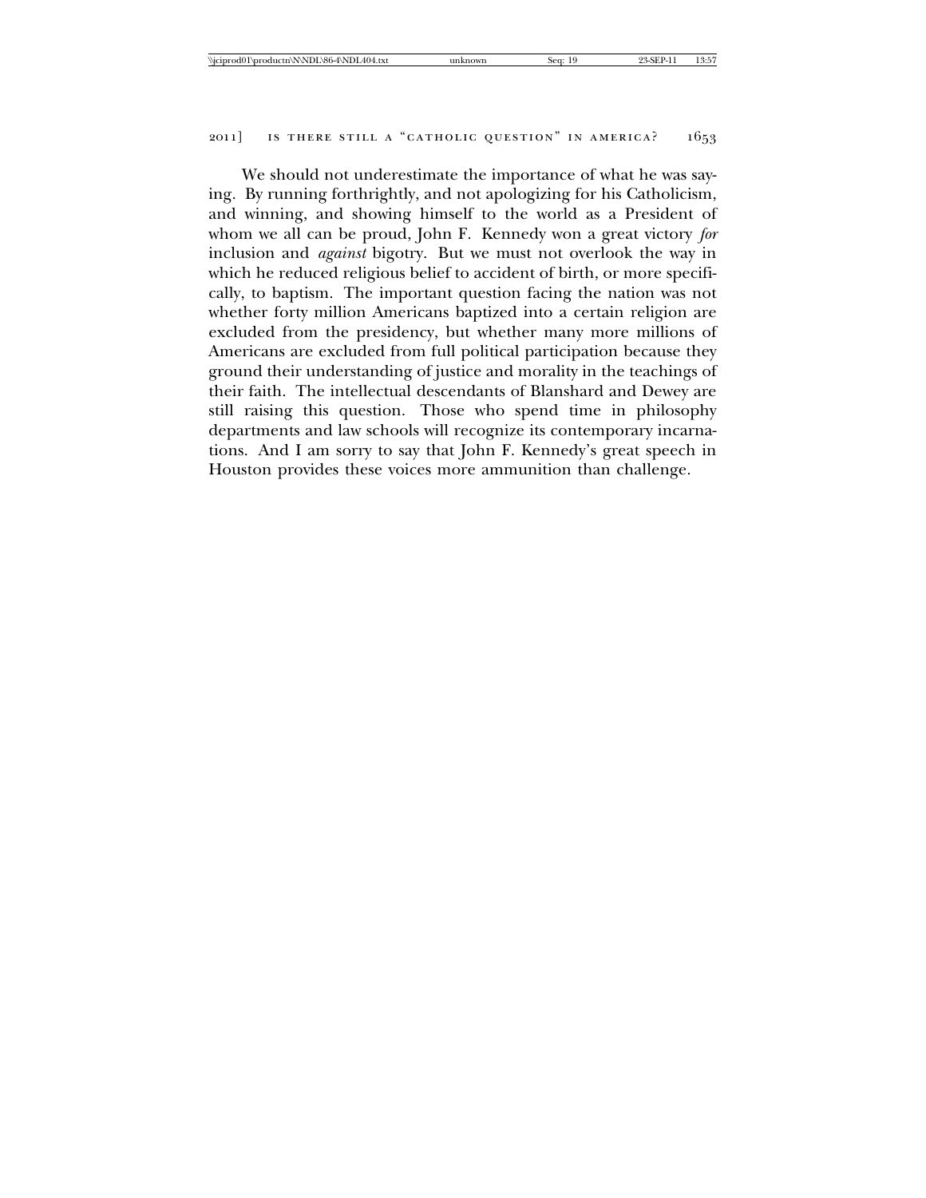We should not underestimate the importance of what he was saying. By running forthrightly, and not apologizing for his Catholicism, and winning, and showing himself to the world as a President of whom we all can be proud, John F. Kennedy won a great victory *for* inclusion and *against* bigotry. But we must not overlook the way in which he reduced religious belief to accident of birth, or more specifically, to baptism. The important question facing the nation was not whether forty million Americans baptized into a certain religion are excluded from the presidency, but whether many more millions of Americans are excluded from full political participation because they ground their understanding of justice and morality in the teachings of their faith. The intellectual descendants of Blanshard and Dewey are still raising this question. Those who spend time in philosophy departments and law schools will recognize its contemporary incarnations. And I am sorry to say that John F. Kennedy's great speech in Houston provides these voices more ammunition than challenge.